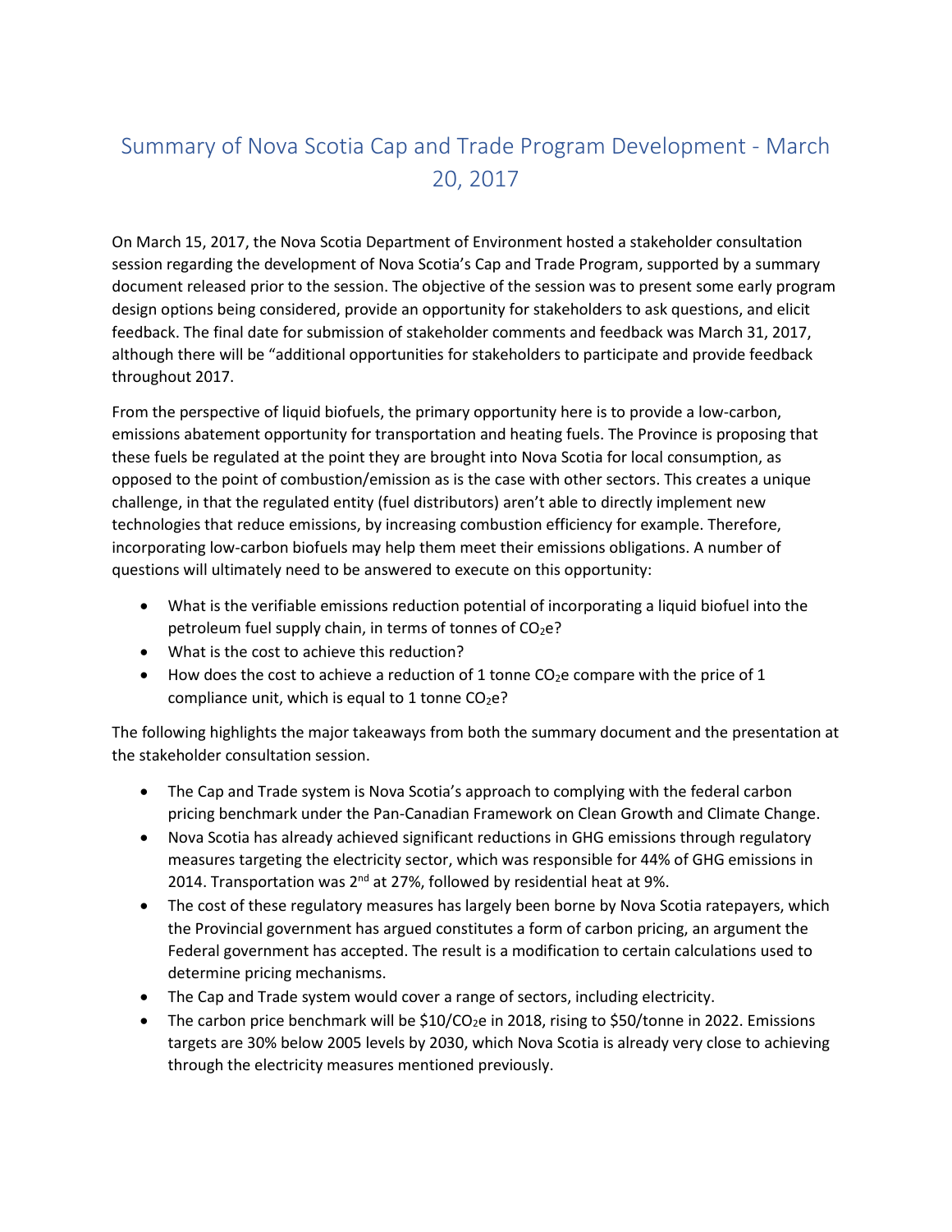# Summary of Nova Scotia Cap and Trade Program Development - March 20, 2017

On March 15, 2017, the Nova Scotia Department of Environment hosted a stakeholder consultation session regarding the development of Nova Scotia's Cap and Trade Program, supported by a summary document released prior to the session. The objective of the session was to present some early program design options being considered, provide an opportunity for stakeholders to ask questions, and elicit feedback. The final date for submission of stakeholder comments and feedback was March 31, 2017, although there will be "additional opportunities for stakeholders to participate and provide feedback throughout 2017.

From the perspective of liquid biofuels, the primary opportunity here is to provide a low-carbon, emissions abatement opportunity for transportation and heating fuels. The Province is proposing that these fuels be regulated at the point they are brought into Nova Scotia for local consumption, as opposed to the point of combustion/emission as is the case with other sectors. This creates a unique challenge, in that the regulated entity (fuel distributors) aren't able to directly implement new technologies that reduce emissions, by increasing combustion efficiency for example. Therefore, incorporating low-carbon biofuels may help them meet their emissions obligations. A number of questions will ultimately need to be answered to execute on this opportunity:

- What is the verifiable emissions reduction potential of incorporating a liquid biofuel into the petroleum fuel supply chain, in terms of tonnes of $CO_2e$?
- What is the cost to achieve this reduction?
- How does the cost to achieve a reduction of 1 tonne $CO_2e$ compare with the price of 1 compliance unit, which is equal to 1 tonne $CO_2e$?

The following highlights the major takeaways from both the summary document and the presentation at the stakeholder consultation session.

- The Cap and Trade system is Nova Scotia's approach to complying with the federal carbon pricing benchmark under the Pan-Canadian Framework on Clean Growth and Climate Change.
- Nova Scotia has already achieved significant reductions in GHG emissions through regulatory measures targeting the electricity sector, which was responsible for 44% of GHG emissions in 2014. Transportation was 2nd at 27%, followed by residential heat at 9%.
- The cost of these regulatory measures has largely been borne by Nova Scotia ratepayers, which the Provincial government has argued constitutes a form of carbon pricing, an argument the Federal government has accepted. The result is a modification to certain calculations used to determine pricing mechanisms.
- The Cap and Trade system would cover a range of sectors, including electricity.
- The carbon price benchmark will be \$10/$CO_2e$ in 2018, rising to \$50/tonne in 2022. Emissions targets are 30% below 2005 levels by 2030, which Nova Scotia is already very close to achieving through the electricity measures mentioned previously.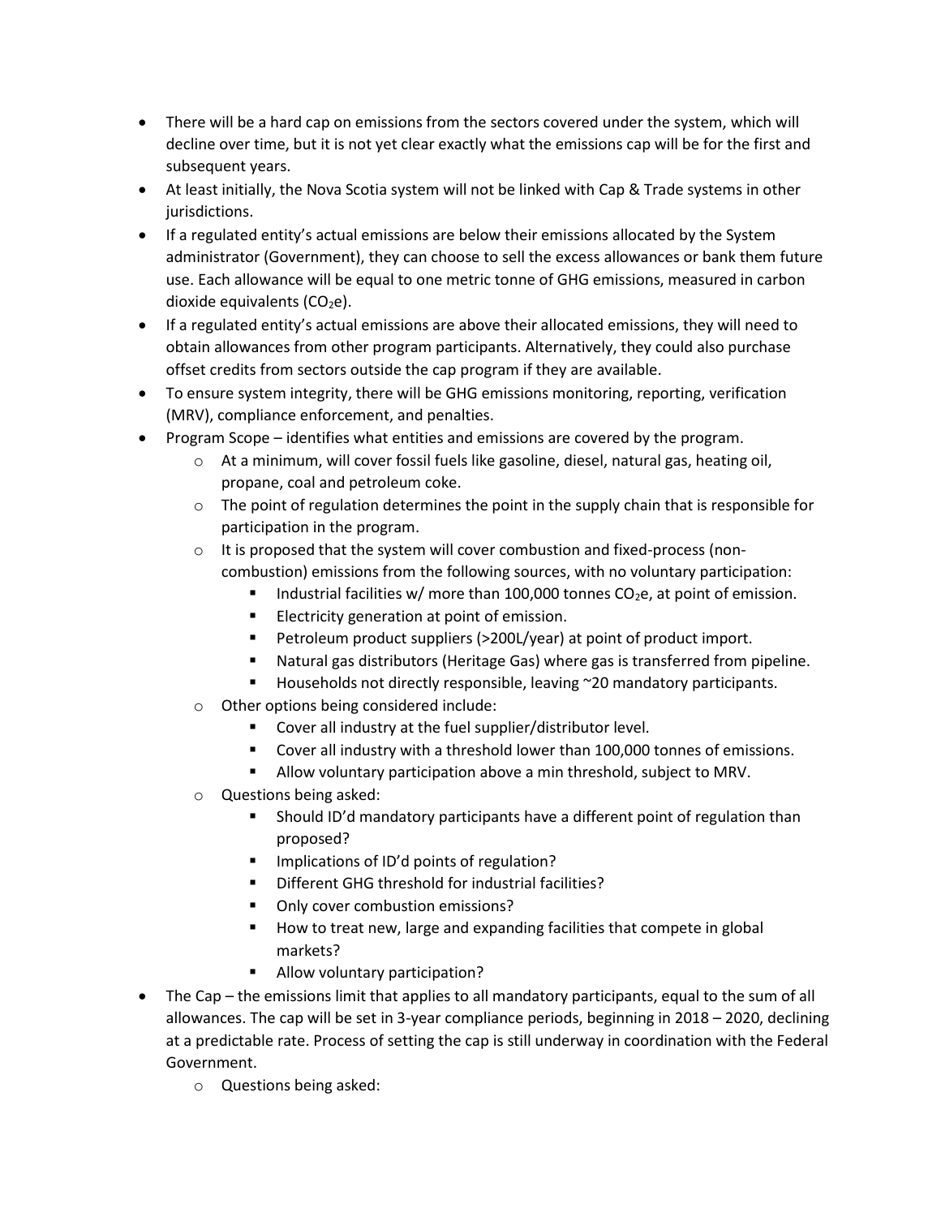- There will be a hard cap on emissions from the sectors covered under the system, which will decline over time, but it is not yet clear exactly what the emissions cap will be for the first and subsequent years.
- At least initially, the Nova Scotia system will not be linked with Cap & Trade systems in other jurisdictions.
- If a regulated entity's actual emissions are below their emissions allocated by the System administrator (Government), they can choose to sell the excess allowances or bank them future use. Each allowance will be equal to one metric tonne of GHG emissions, measured in carbon dioxide equivalents ($CO_2e$).
- If a regulated entity's actual emissions are above their allocated emissions, they will need to obtain allowances from other program participants. Alternatively, they could also purchase offset credits from sectors outside the cap program if they are available.
- To ensure system integrity, there will be GHG emissions monitoring, reporting, verification (MRV), compliance enforcement, and penalties.
- Program Scope – identifies what entities and emissions are covered by the program.
  - At a minimum, will cover fossil fuels like gasoline, diesel, natural gas, heating oil, propane, coal and petroleum coke.
  - The point of regulation determines the point in the supply chain that is responsible for participation in the program.
  - It is proposed that the system will cover combustion and fixed-process (non-combustion) emissions from the following sources, with no voluntary participation:
    - Industrial facilities w/ more than 100,000 tonnes $CO_2e$, at point of emission.
    - Electricity generation at point of emission.
    - Petroleum product suppliers (>200L/year) at point of product import.
    - Natural gas distributors (Heritage Gas) where gas is transferred from pipeline.
    - Households not directly responsible, leaving ~20 mandatory participants.
  - Other options being considered include:
    - Cover all industry at the fuel supplier/distributor level.
    - Cover all industry with a threshold lower than 100,000 tonnes of emissions.
    - Allow voluntary participation above a min threshold, subject to MRV.
  - Questions being asked:
    - Should ID'd mandatory participants have a different point of regulation than proposed?
    - Implications of ID'd points of regulation?
    - Different GHG threshold for industrial facilities?
    - Only cover combustion emissions?
    - How to treat new, large and expanding facilities that compete in global markets?
    - Allow voluntary participation?
- The Cap – the emissions limit that applies to all mandatory participants, equal to the sum of all allowances. The cap will be set in 3-year compliance periods, beginning in 2018 – 2020, declining at a predictable rate. Process of setting the cap is still underway in coordination with the Federal Government.
  - Questions being asked: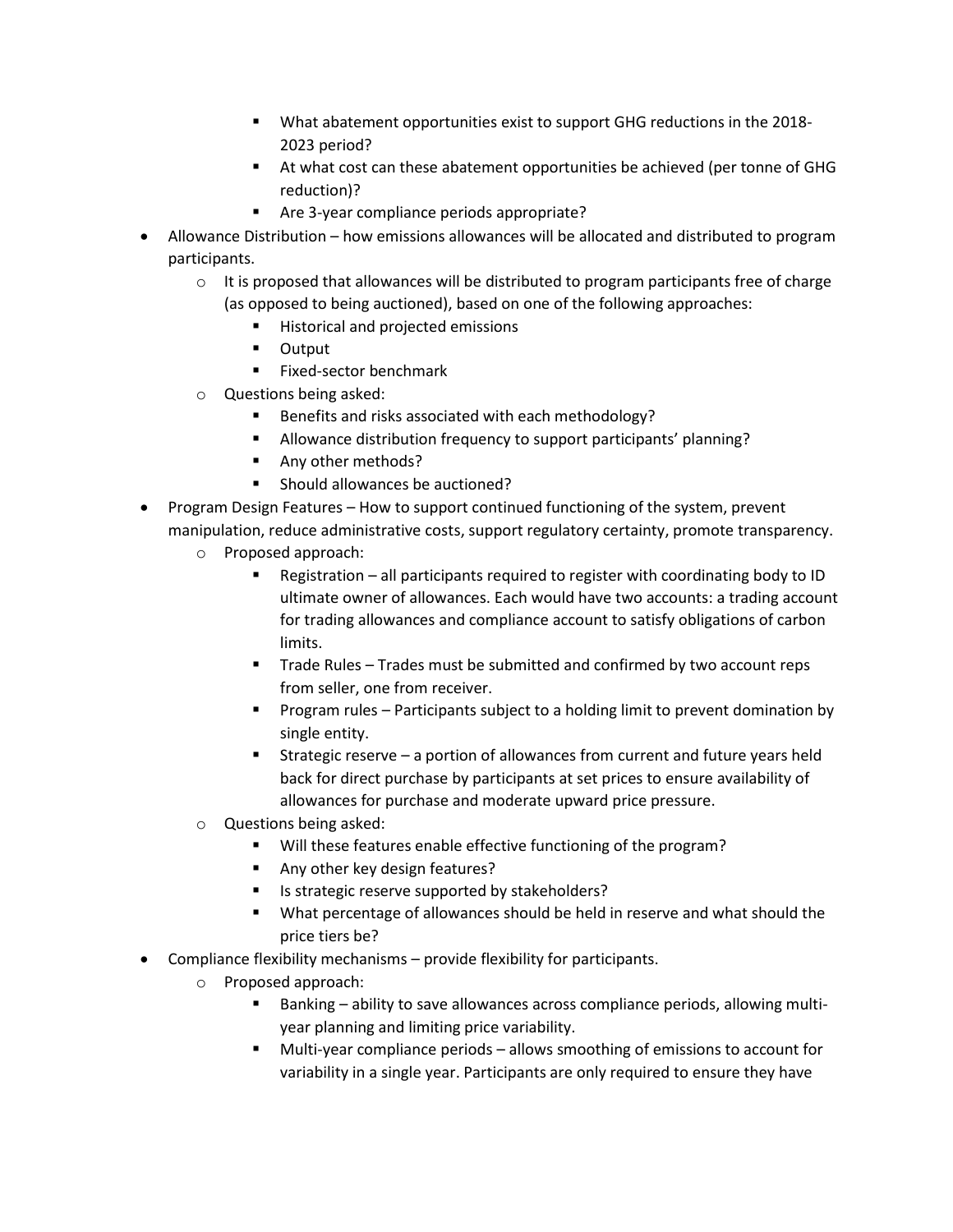- What abatement opportunities exist to support GHG reductions in the 2018-2023 period?
    - At what cost can these abatement opportunities be achieved (per tonne of GHG reduction)?
    - Are 3-year compliance periods appropriate?
- Allowance Distribution – how emissions allowances will be allocated and distributed to program participants.
  - It is proposed that allowances will be distributed to program participants free of charge (as opposed to being auctioned), based on one of the following approaches:
    - Historical and projected emissions
    - Output
    - Fixed-sector benchmark
  - Questions being asked:
    - Benefits and risks associated with each methodology?
    - Allowance distribution frequency to support participants' planning?
    - Any other methods?
    - Should allowances be auctioned?
- Program Design Features – How to support continued functioning of the system, prevent manipulation, reduce administrative costs, support regulatory certainty, promote transparency.
  - Proposed approach:
    - Registration – all participants required to register with coordinating body to ID ultimate owner of allowances. Each would have two accounts: a trading account for trading allowances and compliance account to satisfy obligations of carbon limits.
    - Trade Rules – Trades must be submitted and confirmed by two account reps from seller, one from receiver.
    - Program rules – Participants subject to a holding limit to prevent domination by single entity.
    - Strategic reserve – a portion of allowances from current and future years held back for direct purchase by participants at set prices to ensure availability of allowances for purchase and moderate upward price pressure.
  - Questions being asked:
    - Will these features enable effective functioning of the program?
    - Any other key design features?
    - Is strategic reserve supported by stakeholders?
    - What percentage of allowances should be held in reserve and what should the price tiers be?
- Compliance flexibility mechanisms – provide flexibility for participants.
  - Proposed approach:
    - Banking – ability to save allowances across compliance periods, allowing multi-year planning and limiting price variability.
    - Multi-year compliance periods – allows smoothing of emissions to account for variability in a single year. Participants are only required to ensure they have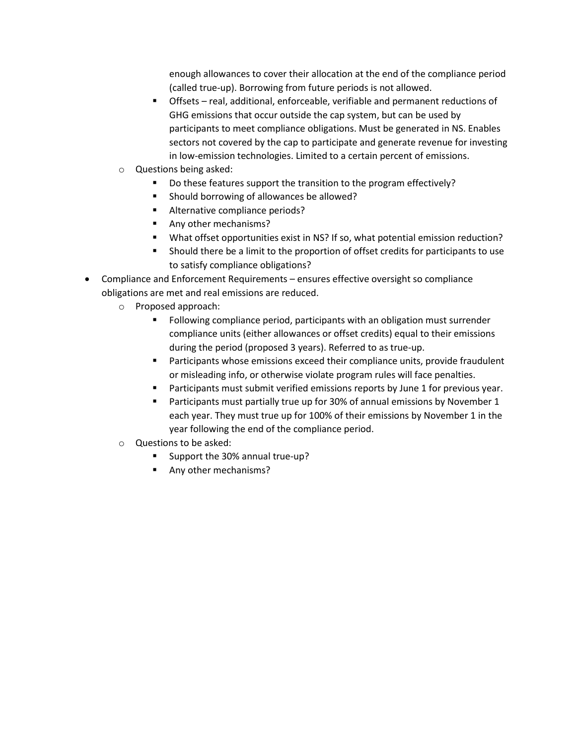enough allowances to cover their allocation at the end of the compliance period (called true-up). Borrowing from future periods is not allowed.
    - Offsets – real, additional, enforceable, verifiable and permanent reductions of GHG emissions that occur outside the cap system, but can be used by participants to meet compliance obligations. Must be generated in NS. Enables sectors not covered by the cap to participate and generate revenue for investing in low-emission technologies. Limited to a certain percent of emissions.
  - Questions being asked:
    - Do these features support the transition to the program effectively?
    - Should borrowing of allowances be allowed?
    - Alternative compliance periods?
    - Any other mechanisms?
    - What offset opportunities exist in NS? If so, what potential emission reduction?
    - Should there be a limit to the proportion of offset credits for participants to use to satisfy compliance obligations?
- Compliance and Enforcement Requirements – ensures effective oversight so compliance obligations are met and real emissions are reduced.
  - Proposed approach:
    - Following compliance period, participants with an obligation must surrender compliance units (either allowances or offset credits) equal to their emissions during the period (proposed 3 years). Referred to as true-up.
    - Participants whose emissions exceed their compliance units, provide fraudulent or misleading info, or otherwise violate program rules will face penalties.
    - Participants must submit verified emissions reports by June 1 for previous year.
    - Participants must partially true up for 30% of annual emissions by November 1 each year. They must true up for 100% of their emissions by November 1 in the year following the end of the compliance period.
  - Questions to be asked:
    - Support the 30% annual true-up?
    - Any other mechanisms?